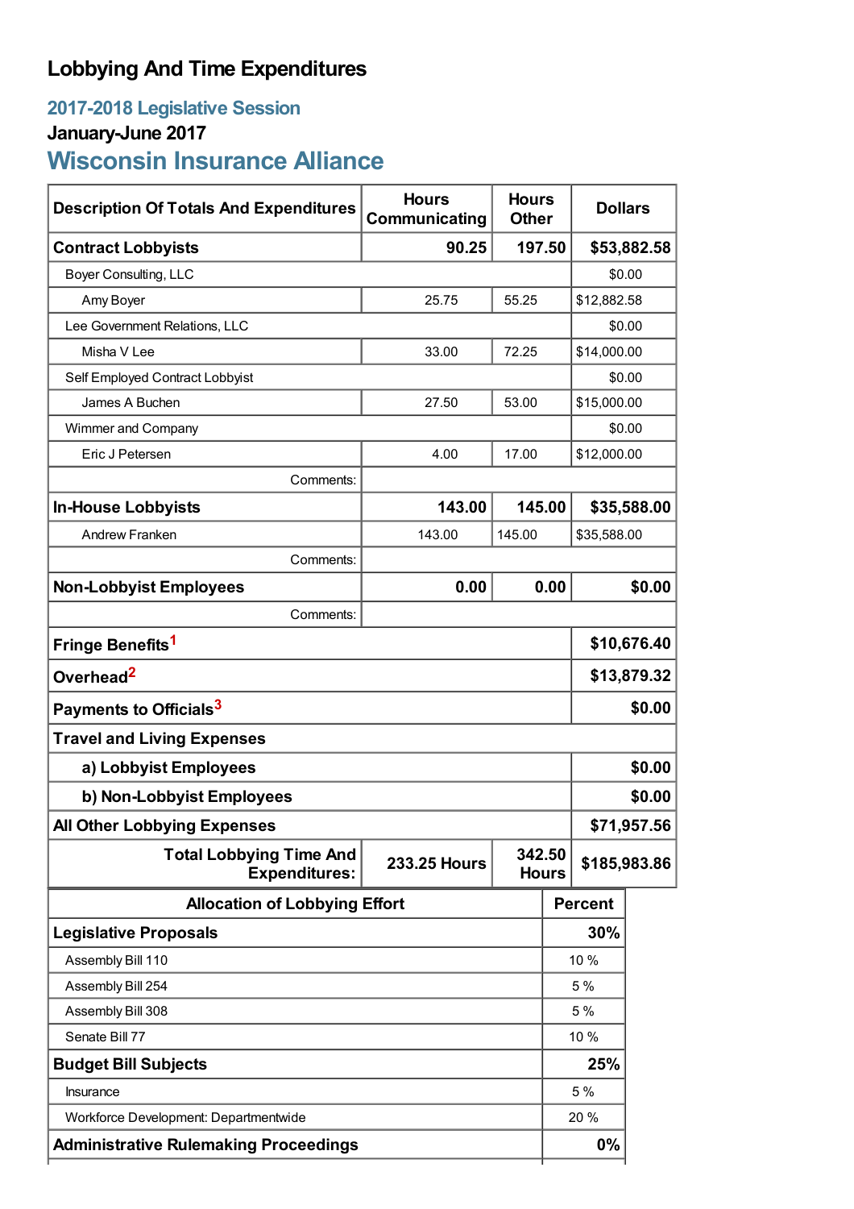# Lobbying And Time Expenditures

## 2017-2018 Legislative Session

### January-June 2017

## Wisconsin Insurance Alliance

| Description Of Totals And Expenditures | Hours Communicating | Hours Other | Dollars |
|---|---|---|---|
| **Contract Lobbyists** | **90.25** | **197.50** | **$53,882.58** |
| Boyer Consulting, LLC | | | $0.00 |
| Amy Boyer | 25.75 | 55.25 | $12,882.58 |
| Lee Government Relations, LLC | | | $0.00 |
| Misha V Lee | 33.00 | 72.25 | $14,000.00 |
| Self Employed Contract Lobbyist | | | $0.00 |
| James A Buchen | 27.50 | 53.00 | $15,000.00 |
| Wimmer and Company | | | $0.00 |
| Eric J Petersen | 4.00 | 17.00 | $12,000.00 |
| Comments: | | | |
| **In-House Lobbyists** | **143.00** | **145.00** | **$35,588.00** |
| Andrew Franken | 143.00 | 145.00 | $35,588.00 |
| Comments: | | | |
| **Non-Lobbyist Employees** | **0.00** | **0.00** | **$0.00** |
| Comments: | | | |
| **Fringe Benefits[1]** | | | **$10,676.40** |
| **Overhead[2]** | | | **$13,879.32** |
| **Payments to Officials[3]** | | | **$0.00** |
| **Travel and Living Expenses** | | | |
| **a) Lobbyist Employees** | | | **$0.00** |
| **b) Non-Lobbyist Employees** | | | **$0.00** |
| **All Other Lobbying Expenses** | | | **$71,957.56** |
| **Total Lobbying Time And Expenditures:** | **233.25 Hours** | **342.50 Hours** | **$185,983.86** |

| Allocation of Lobbying Effort | Percent |
|---|---|
| **Legislative Proposals** | **30%** |
| Assembly Bill 110 | 10 % |
| Assembly Bill 254 | 5 % |
| Assembly Bill 308 | 5 % |
| Senate Bill 77 | 10 % |
| **Budget Bill Subjects** | **25%** |
| Insurance | 5 % |
| Workforce Development: Departmentwide | 20 % |
| **Administrative Rulemaking Proceedings** | **0%** |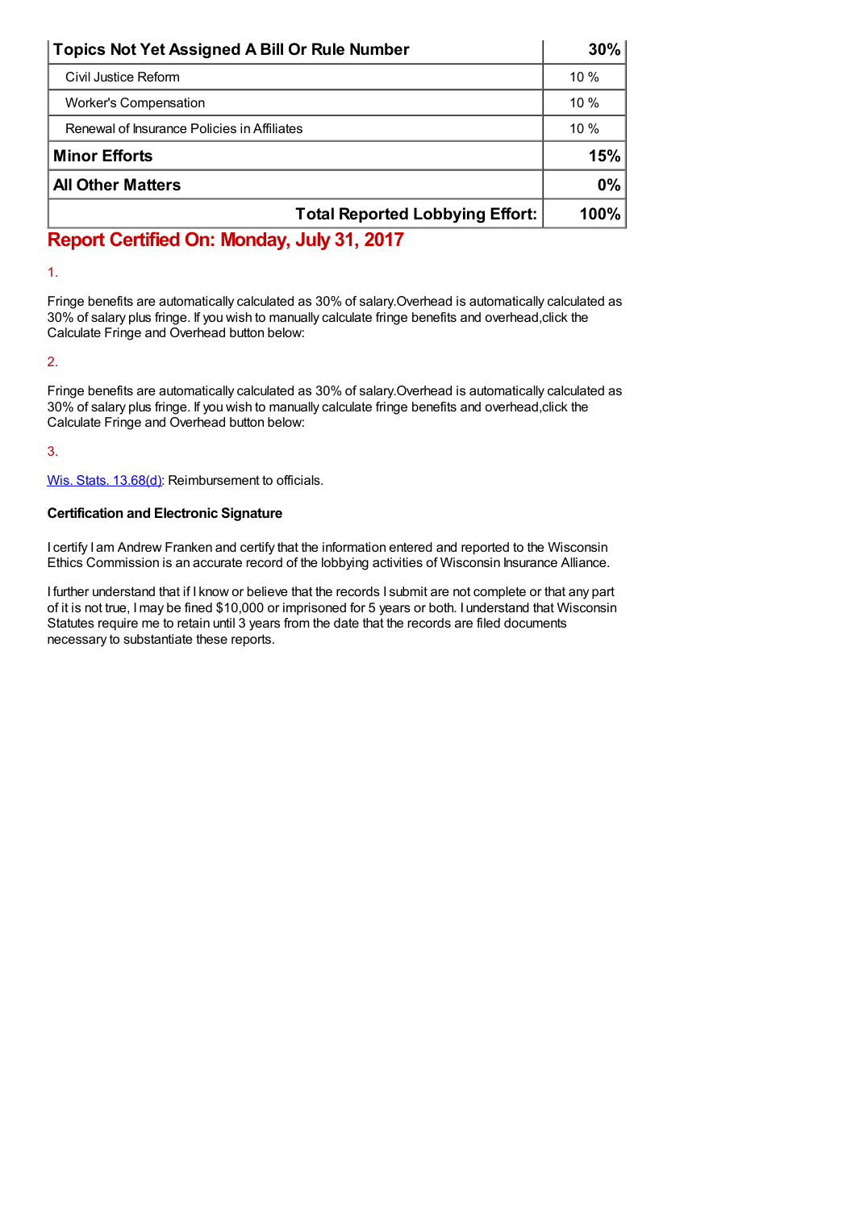| **Topics Not Yet Assigned A Bill Or Rule Number** | **30%** |
|---|---|
| Civil Justice Reform | 10 % |
| Worker's Compensation | 10 % |
| Renewal of Insurance Policies in Affiliates | 10 % |
| **Minor Efforts** | **15%** |
| **All Other Matters** | **0%** |
| **Total Reported Lobbying Effort:** | **100%** |

## Report Certified On: Monday, July 31, 2017

1.

Fringe benefits are automatically calculated as 30% of salary.Overhead is automatically calculated as 30% of salary plus fringe. If you wish to manually calculate fringe benefits and overhead,click the Calculate Fringe and Overhead button below:

2.

Fringe benefits are automatically calculated as 30% of salary.Overhead is automatically calculated as 30% of salary plus fringe. If you wish to manually calculate fringe benefits and overhead,click the Calculate Fringe and Overhead button below:

3.

Wis. Stats. 13.68(d): Reimbursement to officials.

**Certification and Electronic Signature**

I certify I am Andrew Franken and certify that the information entered and reported to the Wisconsin Ethics Commission is an accurate record of the lobbying activities of Wisconsin Insurance Alliance.

I further understand that if I know or believe that the records I submit are not complete or that any part of it is not true, I may be fined $10,000 or imprisoned for 5 years or both. I understand that Wisconsin Statutes require me to retain until 3 years from the date that the records are filed documents necessary to substantiate these reports.